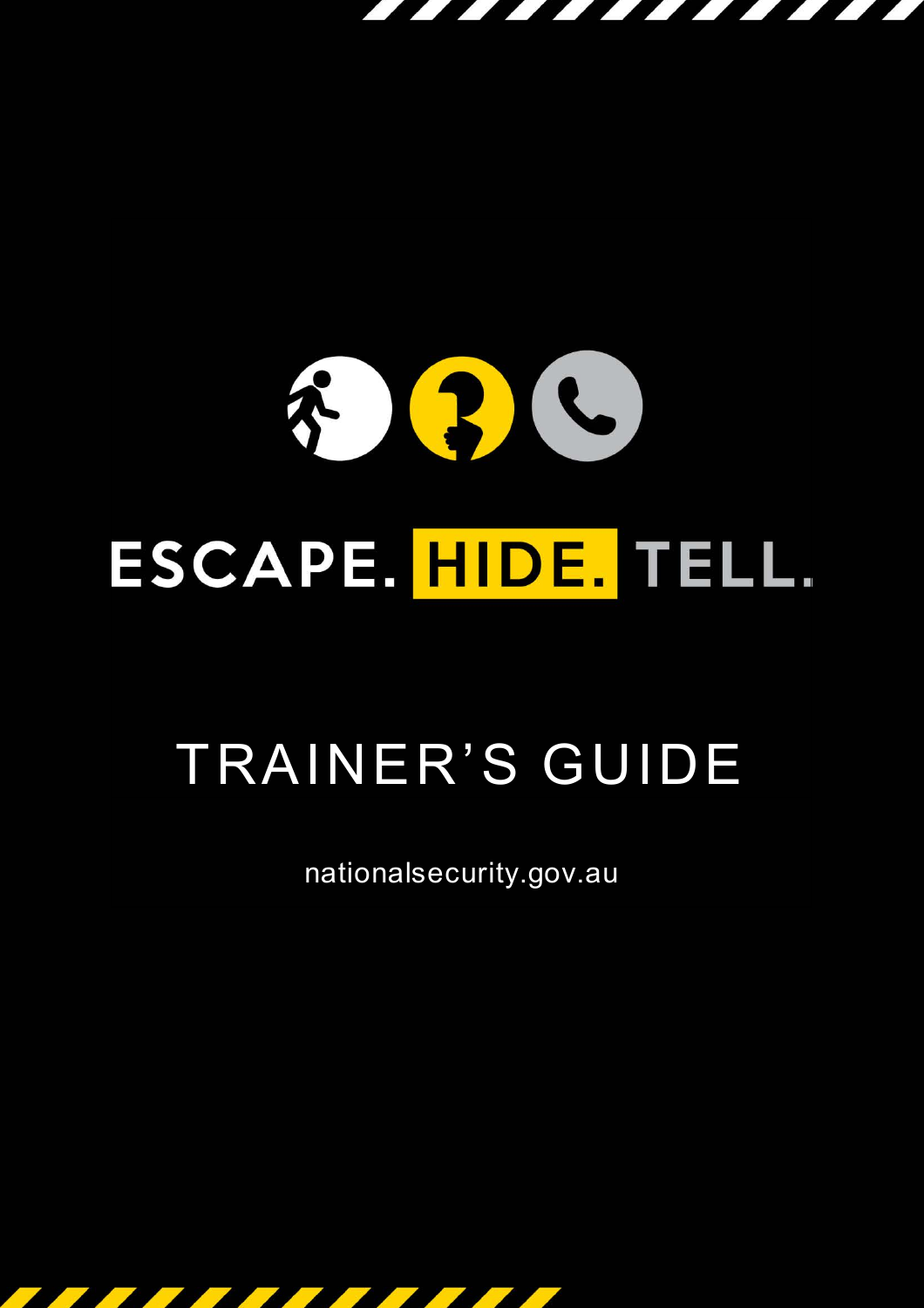# ESCAPE. HIDE. TELL.

## TRAINER'S GUIDE

nationalsecurity.gov.au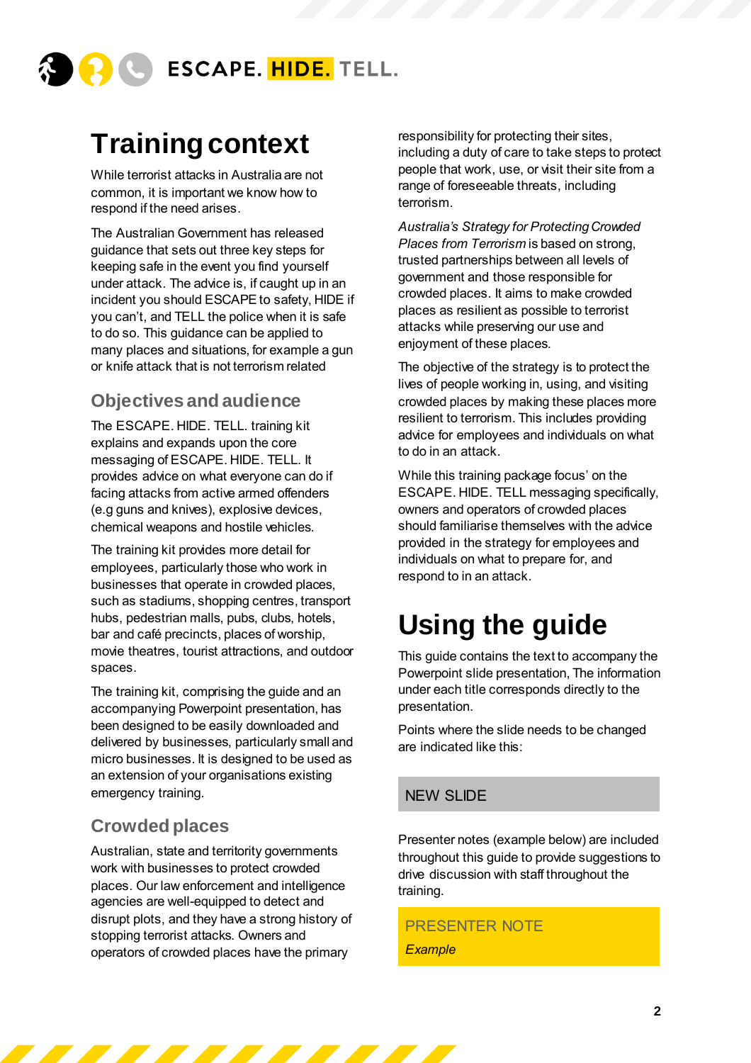# Training context

While terrorist attacks in Australia are not common, it is important we know how to respond if the need arises.

The Australian Government has released guidance that sets out three key steps for keeping safe in the event you find yourself under attack. The advice is, if caught up in an incident you should ESCAPE to safety, HIDE if you can't, and TELL the police when it is safe to do so. This guidance can be applied to many places and situations, for example a gun or knife attack that is not terrorism related

## Objectives and audience

The ESCAPE. HIDE. TELL. training kit explains and expands upon the core messaging of ESCAPE. HIDE. TELL. It provides advice on what everyone can do if facing attacks from active armed offenders (e.g guns and knives), explosive devices, chemical weapons and hostile vehicles.

The training kit provides more detail for employees, particularly those who work in businesses that operate in crowded places, such as stadiums, shopping centres, transport hubs, pedestrian malls, pubs, clubs, hotels, bar and café precincts, places of worship, movie theatres, tourist attractions, and outdoor spaces.

The training kit, comprising the guide and an accompanying Powerpoint presentation, has been designed to be easily downloaded and delivered by businesses, particularly small and micro businesses. It is designed to be used as an extension of your organisations existing emergency training.

## Crowded places

Australian, state and territority governments work with businesses to protect crowded places. Our law enforcement and intelligence agencies are well-equipped to detect and disrupt plots, and they have a strong history of stopping terrorist attacks. Owners and operators of crowded places have the primary responsibility for protecting their sites, including a duty of care to take steps to protect people that work, use, or visit their site from a range of foreseeable threats, including terrorism.

*Australia's Strategy for Protecting Crowded Places from Terrorism* is based on strong, trusted partnerships between all levels of government and those responsible for crowded places. It aims to make crowded places as resilient as possible to terrorist attacks while preserving our use and enjoyment of these places.

The objective of the strategy is to protect the lives of people working in, using, and visiting crowded places by making these places more resilient to terrorism. This includes providing advice for employees and individuals on what to do in an attack.

While this training package focus' on the ESCAPE. HIDE. TELL messaging specifically, owners and operators of crowded places should familiarise themselves with the advice provided in the strategy for employees and individuals on what to prepare for, and respond to in an attack.

# Using the guide

This guide contains the text to accompany the Powerpoint slide presentation, The information under each title corresponds directly to the presentation.

Points where the slide needs to be changed are indicated like this:

NEW SLIDE

Presenter notes (example below) are included throughout this guide to provide suggestions to drive discussion with staff throughout the training.

PRESENTER NOTE

*Example*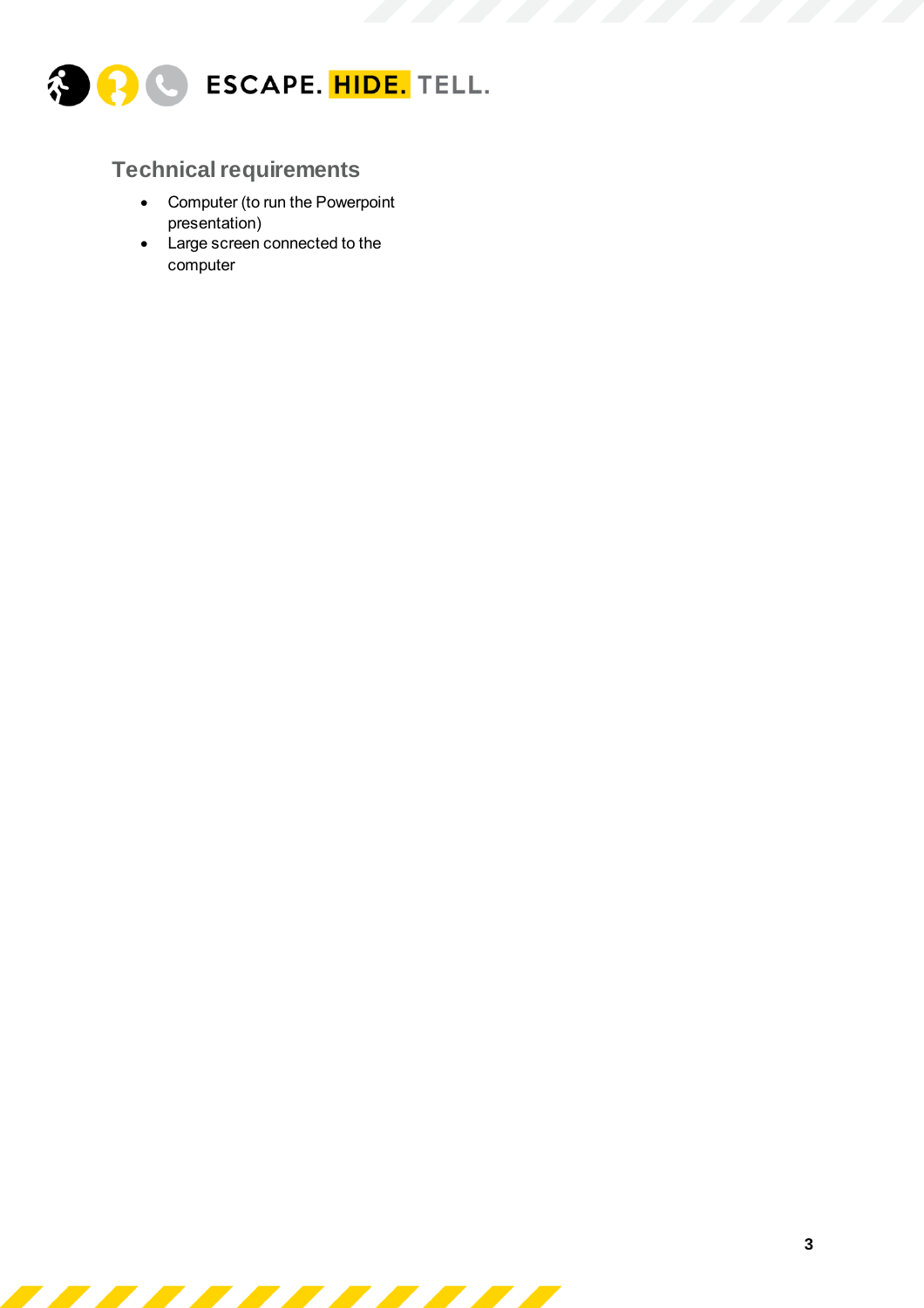## Technical requirements

- Computer (to run the Powerpoint presentation)
- Large screen connected to the computer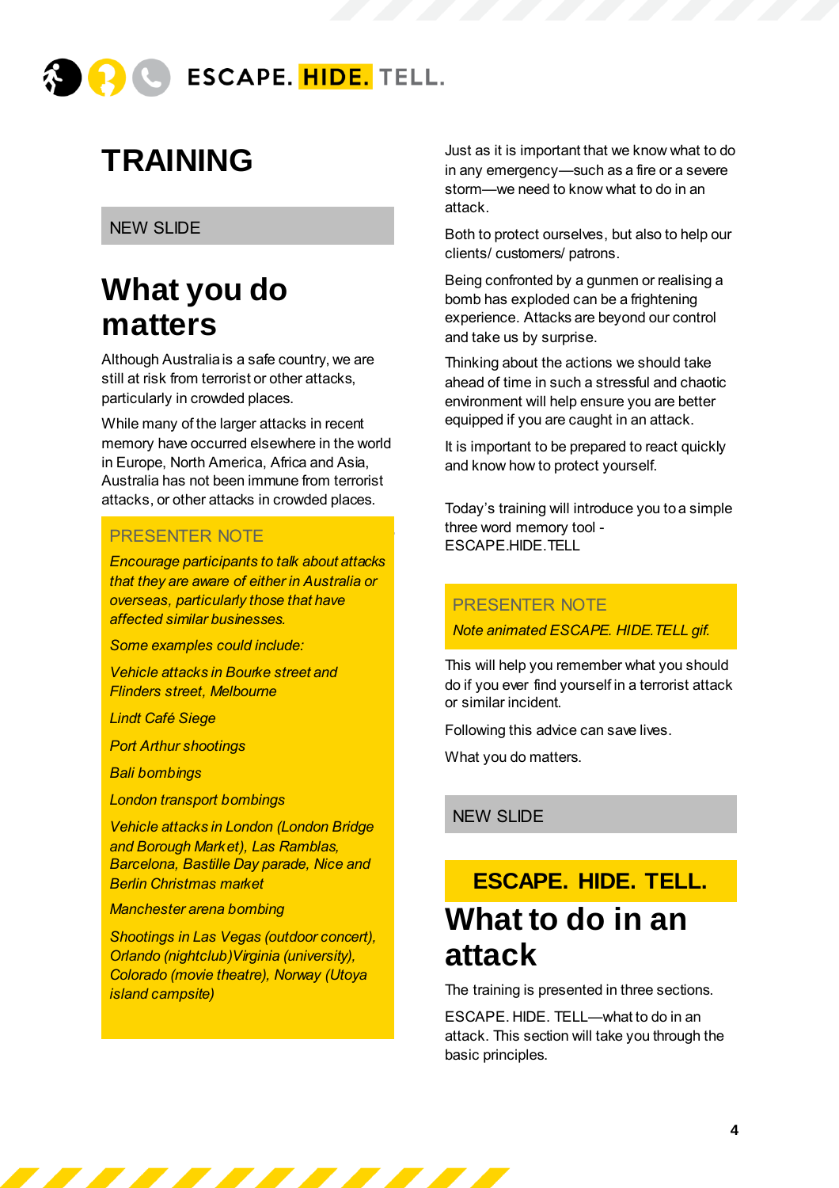# TRAINING

NEW SLIDE

## What you do matters

Although Australia is a safe country, we are still at risk from terrorist or other attacks, particularly in crowded places.

While many of the larger attacks in recent memory have occurred elsewhere in the world in Europe, North America, Africa and Asia, Australia has not been immune from terrorist attacks, or other attacks in crowded places.

PRESENTER NOTE

*Encourage participants to talk about attacks that they are aware of either in Australia or overseas, particularly those that have affected similar businesses.*

*Some examples could include:*

*Vehicle attacks in Bourke street and Flinders street, Melbourne*

*Lindt Café Siege*

*Port Arthur shootings*

*Bali bombings*

*London transport bombings*

*Vehicle attacks in London (London Bridge and Borough Market), Las Ramblas, Barcelona, Bastille Day parade, Nice and Berlin Christmas market*

*Manchester arena bombing*

*Shootings in Las Vegas (outdoor concert), Orlando (nightclub)Virginia (university), Colorado (movie theatre), Norway (Utoya island campsite)*

Just as it is important that we know what to do in any emergency—such as a fire or a severe storm—we need to know what to do in an attack.

Both to protect ourselves, but also to help our clients/ customers/ patrons.

Being confronted by a gunmen or realising a bomb has exploded can be a frightening experience. Attacks are beyond our control and take us by surprise.

Thinking about the actions we should take ahead of time in such a stressful and chaotic environment will help ensure you are better equipped if you are caught in an attack.

It is important to be prepared to react quickly and know how to protect yourself.

Today's training will introduce you to a simple three word memory tool - ESCAPE.HIDE.TELL

PRESENTER NOTE

*Note animated ESCAPE. HIDE.TELL gif.*

This will help you remember what you should do if you ever find yourself in a terrorist attack or similar incident.

Following this advice can save lives.

What you do matters.

NEW SLIDE

**ESCAPE. HIDE. TELL.**

## What to do in an attack

The training is presented in three sections.

ESCAPE. HIDE. TELL—what to do in an attack. This section will take you through the basic principles.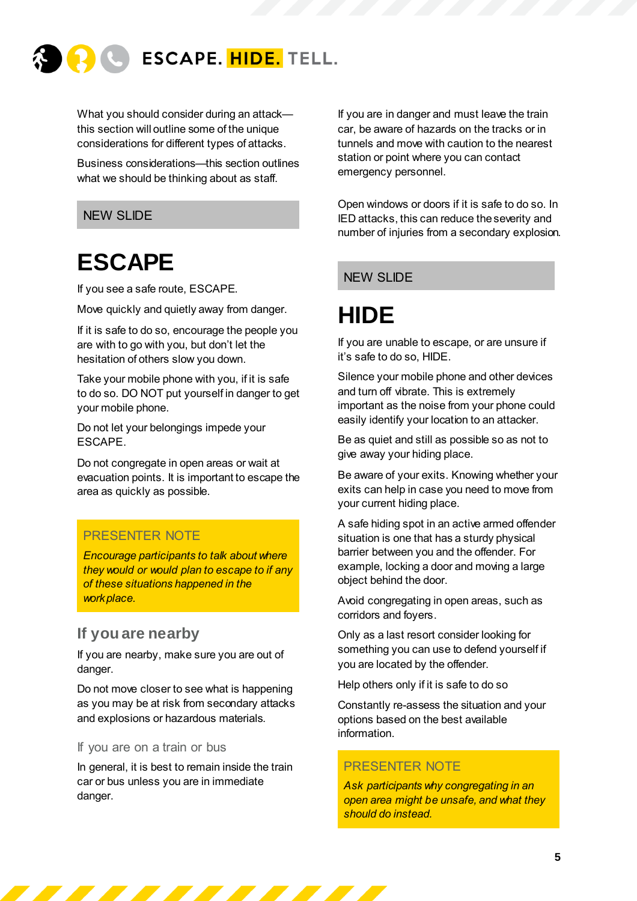What you should consider during an attack—this section will outline some of the unique considerations for different types of attacks.

Business considerations—this section outlines what we should be thinking about as staff.

NEW SLIDE

# ESCAPE

If you see a safe route, ESCAPE.

Move quickly and quietly away from danger.

If it is safe to do so, encourage the people you are with to go with you, but don't let the hesitation of others slow you down.

Take your mobile phone with you, if it is safe to do so. DO NOT put yourself in danger to get your mobile phone.

Do not let your belongings impede your ESCAPE.

Do not congregate in open areas or wait at evacuation points. It is important to escape the area as quickly as possible.

PRESENTER NOTE

*Encourage participants to talk about where they would or would plan to escape to if any of these situations happened in the workplace.*

## If you are nearby

If you are nearby, make sure you are out of danger.

Do not move closer to see what is happening as you may be at risk from secondary attacks and explosions or hazardous materials.

### If you are on a train or bus

In general, it is best to remain inside the train car or bus unless you are in immediate danger.

If you are in danger and must leave the train car, be aware of hazards on the tracks or in tunnels and move with caution to the nearest station or point where you can contact emergency personnel.

Open windows or doors if it is safe to do so. In IED attacks, this can reduce the severity and number of injuries from a secondary explosion.

NEW SLIDE

# HIDE

If you are unable to escape, or are unsure if it's safe to do so, HIDE.

Silence your mobile phone and other devices and turn off vibrate. This is extremely important as the noise from your phone could easily identify your location to an attacker.

Be as quiet and still as possible so as not to give away your hiding place.

Be aware of your exits. Knowing whether your exits can help in case you need to move from your current hiding place.

A safe hiding spot in an active armed offender situation is one that has a sturdy physical barrier between you and the offender. For example, locking a door and moving a large object behind the door.

Avoid congregating in open areas, such as corridors and foyers.

Only as a last resort consider looking for something you can use to defend yourself if you are located by the offender.

Help others only if it is safe to do so

Constantly re-assess the situation and your options based on the best available information.

PRESENTER NOTE

*Ask participants why congregating in an open area might be unsafe, and what they should do instead.*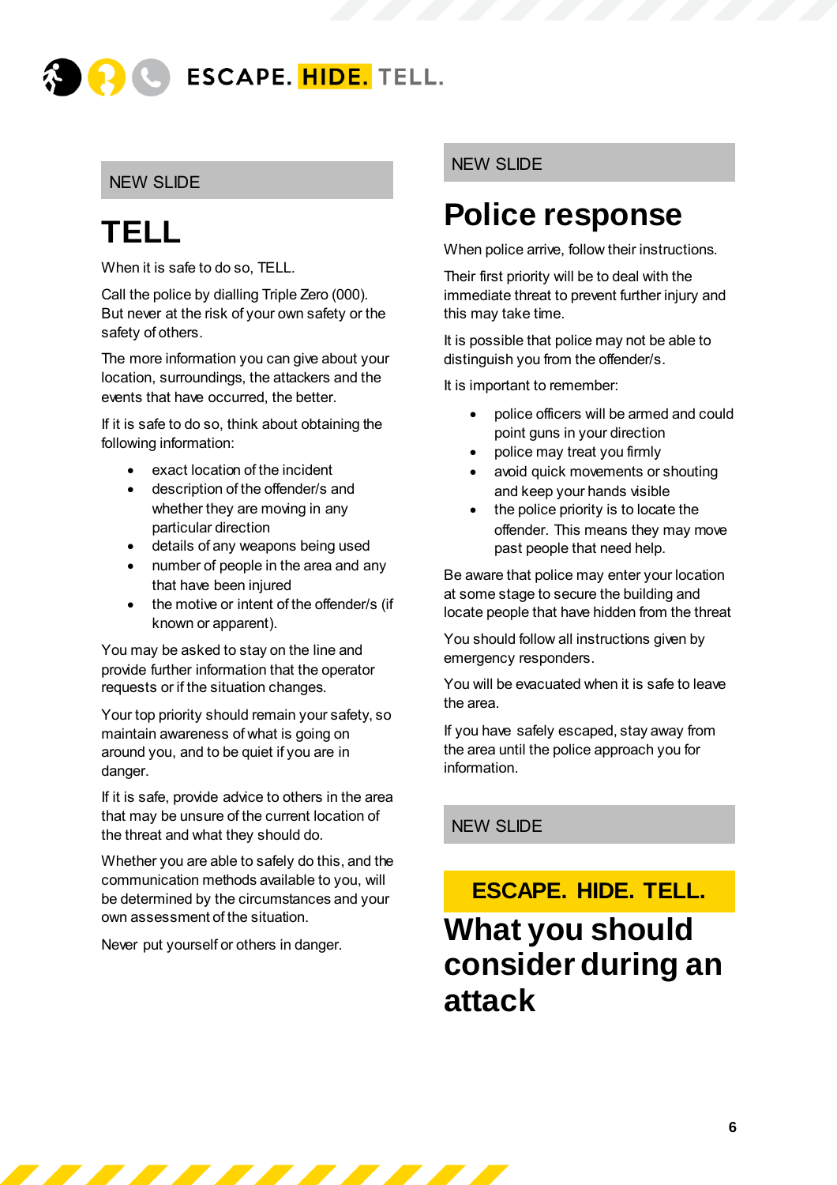NEW SLIDE

# TELL

When it is safe to do so, TELL.

Call the police by dialling Triple Zero (000). But never at the risk of your own safety or the safety of others.

The more information you can give about your location, surroundings, the attackers and the events that have occurred, the better.

If it is safe to do so, think about obtaining the following information:

- exact location of the incident
- description of the offender/s and whether they are moving in any particular direction
- details of any weapons being used
- number of people in the area and any that have been injured
- the motive or intent of the offender/s (if known or apparent).

You may be asked to stay on the line and provide further information that the operator requests or if the situation changes.

Your top priority should remain your safety, so maintain awareness of what is going on around you, and to be quiet if you are in danger.

If it is safe, provide advice to others in the area that may be unsure of the current location of the threat and what they should do.

Whether you are able to safely do this, and the communication methods available to you, will be determined by the circumstances and your own assessment of the situation.

Never put yourself or others in danger.

NEW SLIDE

# Police response

When police arrive, follow their instructions.

Their first priority will be to deal with the immediate threat to prevent further injury and this may take time.

It is possible that police may not be able to distinguish you from the offender/s.

It is important to remember:

- police officers will be armed and could point guns in your direction
- police may treat you firmly
- avoid quick movements or shouting and keep your hands visible
- the police priority is to locate the offender. This means they may move past people that need help.

Be aware that police may enter your location at some stage to secure the building and locate people that have hidden from the threat

You should follow all instructions given by emergency responders.

You will be evacuated when it is safe to leave the area.

If you have safely escaped, stay away from the area until the police approach you for information.

NEW SLIDE

**ESCAPE. HIDE. TELL.**

# What you should consider during an attack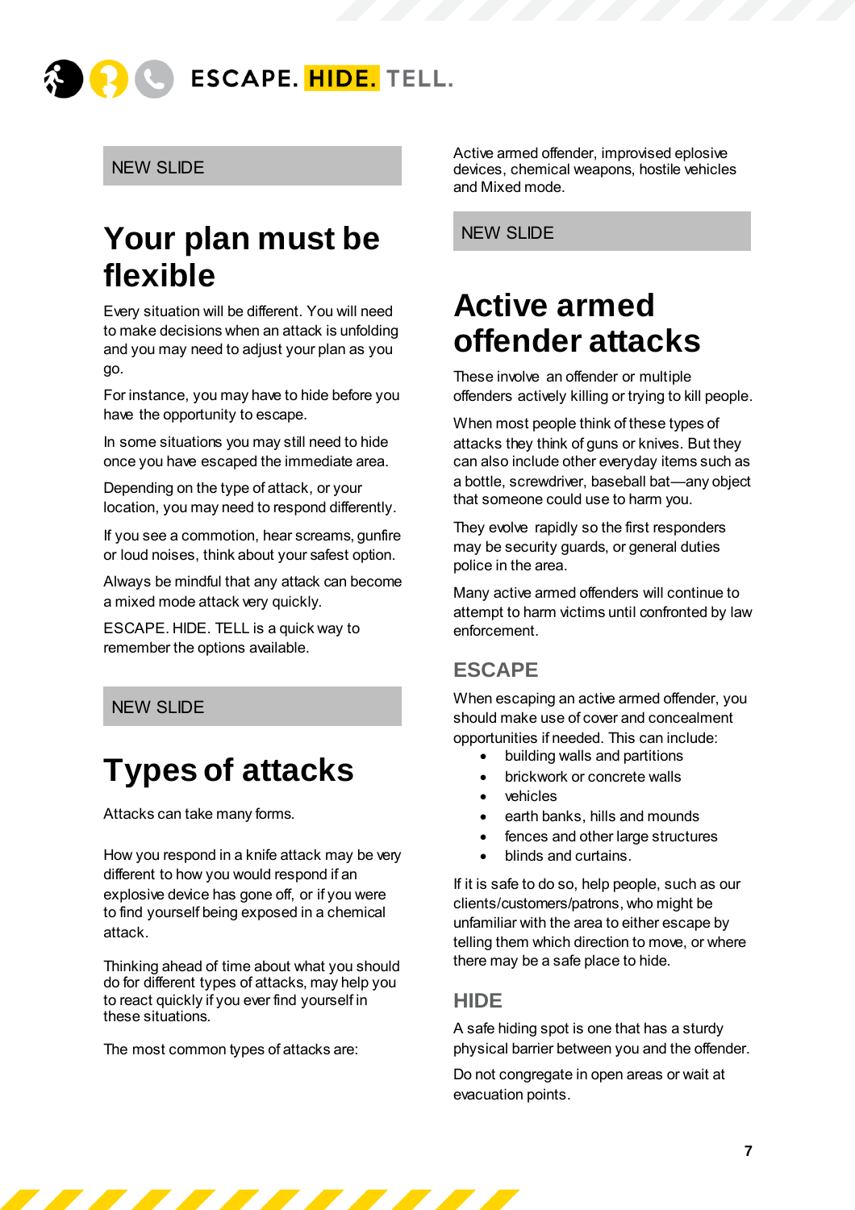NEW SLIDE

# Your plan must be flexible

Every situation will be different. You will need to make decisions when an attack is unfolding and you may need to adjust your plan as you go.

For instance, you may have to hide before you have the opportunity to escape.

In some situations you may still need to hide once you have escaped the immediate area.

Depending on the type of attack, or your location, you may need to respond differently.

If you see a commotion, hear screams, gunfire or loud noises, think about your safest option.

Always be mindful that any attack can become a mixed mode attack very quickly.

ESCAPE. HIDE. TELL is a quick way to remember the options available.

NEW SLIDE

# Types of attacks

Attacks can take many forms.

How you respond in a knife attack may be very different to how you would respond if an explosive device has gone off, or if you were to find yourself being exposed in a chemical attack.

Thinking ahead of time about what you should do for different types of attacks, may help you to react quickly if you ever find yourself in these situations.

The most common types of attacks are:

Active armed offender, improvised eplosive devices, chemical weapons, hostile vehicles and Mixed mode.

NEW SLIDE

# Active armed offender attacks

These involve an offender or multiple offenders actively killing or trying to kill people.

When most people think of these types of attacks they think of guns or knives. But they can also include other everyday items such as a bottle, screwdriver, baseball bat—any object that someone could use to harm you.

They evolve rapidly so the first responders may be security guards, or general duties police in the area.

Many active armed offenders will continue to attempt to harm victims until confronted by law enforcement.

## ESCAPE

When escaping an active armed offender, you should make use of cover and concealment opportunities if needed. This can include:

- building walls and partitions
- brickwork or concrete walls
- vehicles
- earth banks, hills and mounds
- fences and other large structures
- blinds and curtains.

If it is safe to do so, help people, such as our clients/customers/patrons, who might be unfamiliar with the area to either escape by telling them which direction to move, or where there may be a safe place to hide.

## HIDE

A safe hiding spot is one that has a sturdy physical barrier between you and the offender.

Do not congregate in open areas or wait at evacuation points.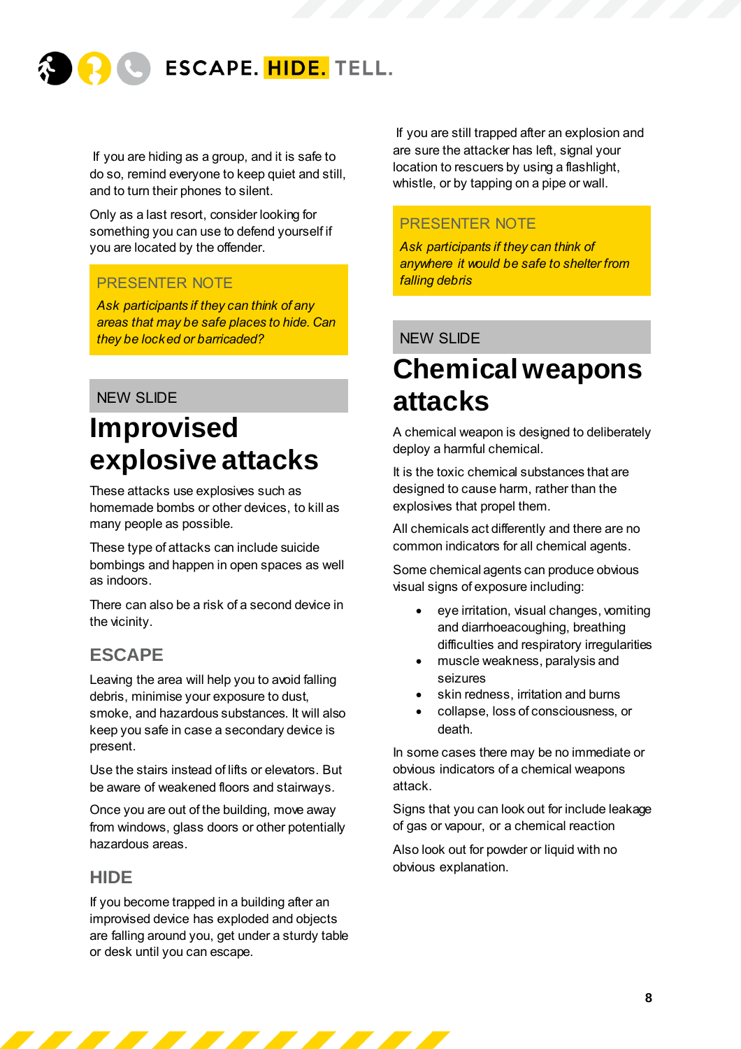If you are hiding as a group, and it is safe to do so, remind everyone to keep quiet and still, and to turn their phones to silent.

Only as a last resort, consider looking for something you can use to defend yourself if you are located by the offender.

PRESENTER NOTE

*Ask participants if they can think of any areas that may be safe places to hide. Can they be locked or barricaded?*

NEW SLIDE

# Improvised explosive attacks

These attacks use explosives such as homemade bombs or other devices, to kill as many people as possible.

These type of attacks can include suicide bombings and happen in open spaces as well as indoors.

There can also be a risk of a second device in the vicinity.

## ESCAPE

Leaving the area will help you to avoid falling debris, minimise your exposure to dust, smoke, and hazardous substances. It will also keep you safe in case a secondary device is present.

Use the stairs instead of lifts or elevators. But be aware of weakened floors and stairways.

Once you are out of the building, move away from windows, glass doors or other potentially hazardous areas.

## HIDE

If you become trapped in a building after an improvised device has exploded and objects are falling around you, get under a sturdy table or desk until you can escape.

If you are still trapped after an explosion and are sure the attacker has left, signal your location to rescuers by using a flashlight, whistle, or by tapping on a pipe or wall.

PRESENTER NOTE

*Ask participants if they can think of anywhere it would be safe to shelter from falling debris*

NEW SLIDE

# Chemical weapons attacks

A chemical weapon is designed to deliberately deploy a harmful chemical.

It is the toxic chemical substances that are designed to cause harm, rather than the explosives that propel them.

All chemicals act differently and there are no common indicators for all chemical agents.

Some chemical agents can produce obvious visual signs of exposure including:

- eye irritation, visual changes, vomiting and diarrhoeacoughing, breathing difficulties and respiratory irregularities
- muscle weakness, paralysis and seizures
- skin redness, irritation and burns
- collapse, loss of consciousness, or death.

In some cases there may be no immediate or obvious indicators of a chemical weapons attack.

Signs that you can look out for include leakage of gas or vapour, or a chemical reaction

Also look out for powder or liquid with no obvious explanation.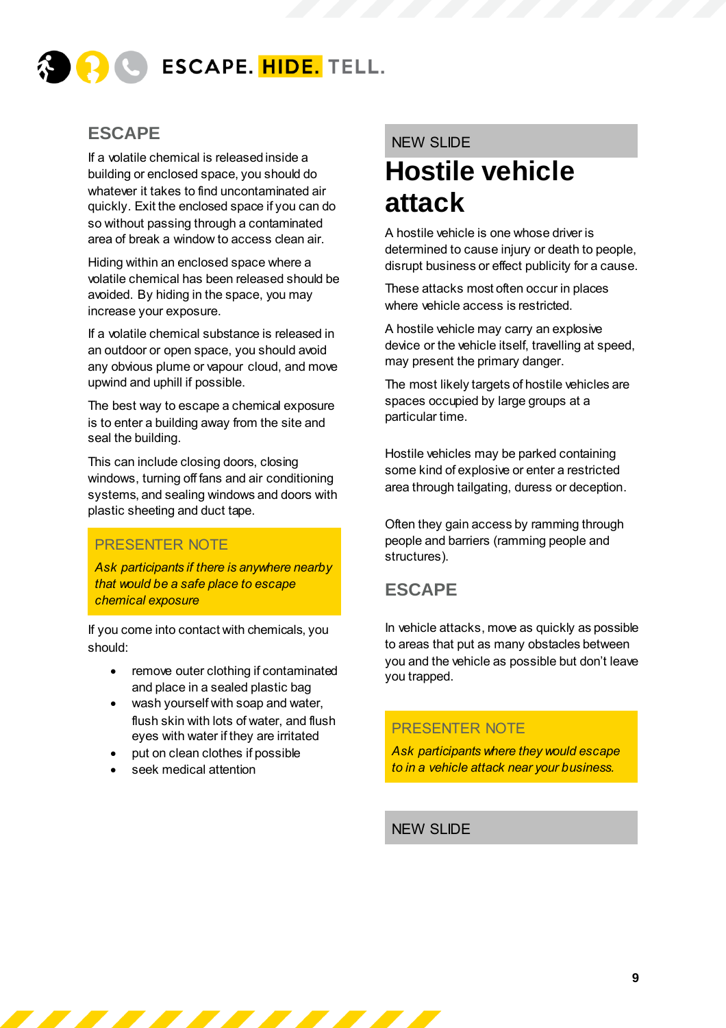## ESCAPE

If a volatile chemical is released inside a building or enclosed space, you should do whatever it takes to find uncontaminated air quickly. Exit the enclosed space if you can do so without passing through a contaminated area of break a window to access clean air.

Hiding within an enclosed space where a volatile chemical has been released should be avoided. By hiding in the space, you may increase your exposure.

If a volatile chemical substance is released in an outdoor or open space, you should avoid any obvious plume or vapour cloud, and move upwind and uphill if possible.

The best way to escape a chemical exposure is to enter a building away from the site and seal the building.

This can include closing doors, closing windows, turning off fans and air conditioning systems, and sealing windows and doors with plastic sheeting and duct tape.

PRESENTER NOTE

*Ask participants if there is anywhere nearby that would be a safe place to escape chemical exposure*

If you come into contact with chemicals, you should:

- remove outer clothing if contaminated and place in a sealed plastic bag
- wash yourself with soap and water, flush skin with lots of water, and flush eyes with water if they are irritated
- put on clean clothes if possible
- seek medical attention

NEW SLIDE

# Hostile vehicle attack

A hostile vehicle is one whose driver is determined to cause injury or death to people, disrupt business or effect publicity for a cause.

These attacks most often occur in places where vehicle access is restricted.

A hostile vehicle may carry an explosive device or the vehicle itself, travelling at speed, may present the primary danger.

The most likely targets of hostile vehicles are spaces occupied by large groups at a particular time.

Hostile vehicles may be parked containing some kind of explosive or enter a restricted area through tailgating, duress or deception.

Often they gain access by ramming through people and barriers (ramming people and structures).

## ESCAPE

In vehicle attacks, move as quickly as possible to areas that put as many obstacles between you and the vehicle as possible but don't leave you trapped.

PRESENTER NOTE

*Ask participants where they would escape to in a vehicle attack near your business.*

NEW SLIDE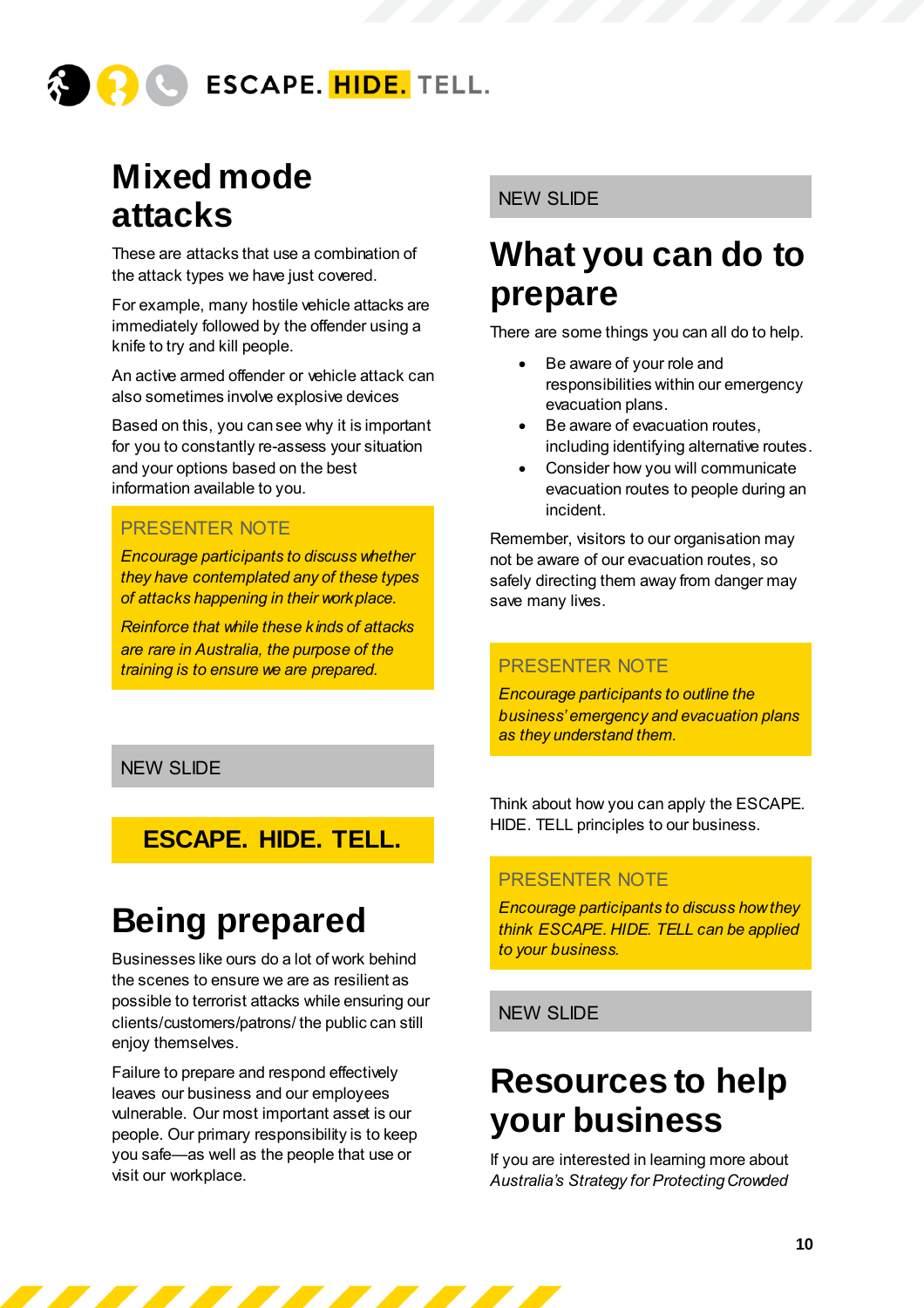# Mixed mode attacks

These are attacks that use a combination of the attack types we have just covered.

For example, many hostile vehicle attacks are immediately followed by the offender using a knife to try and kill people.

An active armed offender or vehicle attack can also sometimes involve explosive devices

Based on this, you can see why it is important for you to constantly re-assess your situation and your options based on the best information available to you.

> PRESENTER NOTE
>
> *Encourage participants to discuss whether they have contemplated any of these types of attacks happening in their workplace.*
>
> *Reinforce that while these kinds of attacks are rare in Australia, the purpose of the training is to ensure we are prepared.*

NEW SLIDE

**ESCAPE. HIDE. TELL.**

# Being prepared

Businesses like ours do a lot of work behind the scenes to ensure we are as resilient as possible to terrorist attacks while ensuring our clients/customers/patrons/ the public can still enjoy themselves.

Failure to prepare and respond effectively leaves our business and our employees vulnerable. Our most important asset is our people. Our primary responsibility is to keep you safe—as well as the people that use or visit our workplace.

NEW SLIDE

# What you can do to prepare

There are some things you can all do to help.

- Be aware of your role and responsibilities within our emergency evacuation plans.
- Be aware of evacuation routes, including identifying alternative routes.
- Consider how you will communicate evacuation routes to people during an incident.

Remember, visitors to our organisation may not be aware of our evacuation routes, so safely directing them away from danger may save many lives.

> PRESENTER NOTE
>
> *Encourage participants to outline the business' emergency and evacuation plans as they understand them.*

Think about how you can apply the ESCAPE. HIDE. TELL principles to our business.

> PRESENTER NOTE
>
> *Encourage participants to discuss how they think ESCAPE. HIDE. TELL can be applied to your business.*

NEW SLIDE

# Resources to help your business

If you are interested in learning more about *Australia's Strategy for Protecting Crowded*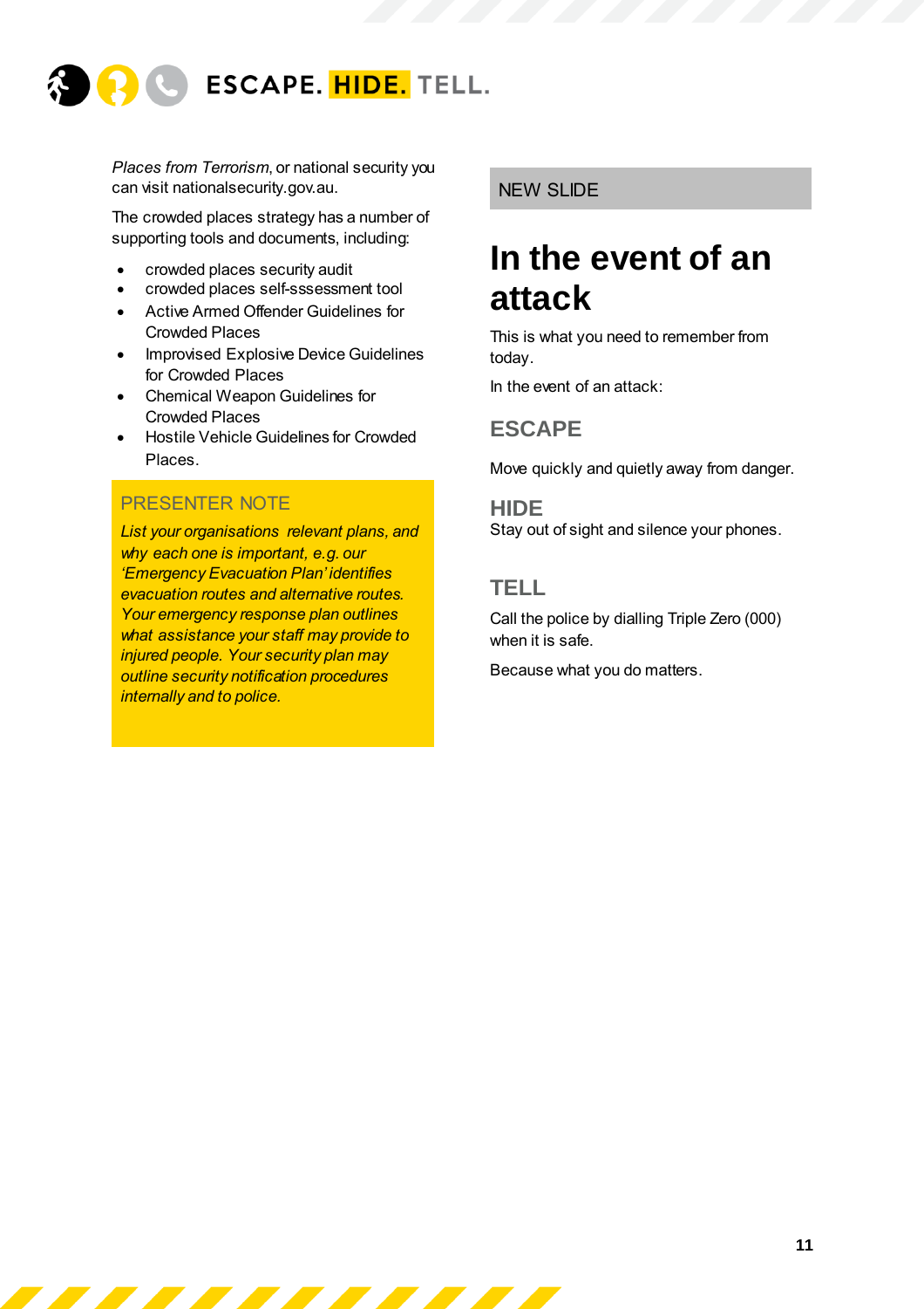*Places from Terrorism*, or national security you can visit nationalsecurity.gov.au.

The crowded places strategy has a number of supporting tools and documents, including:

- crowded places security audit
- crowded places self-sssessment tool
- Active Armed Offender Guidelines for Crowded Places
- Improvised Explosive Device Guidelines for Crowded Places
- Chemical Weapon Guidelines for Crowded Places
- Hostile Vehicle Guidelines for Crowded Places.

PRESENTER NOTE

*List your organisations relevant plans, and why each one is important, e.g. our 'Emergency Evacuation Plan' identifies evacuation routes and alternative routes. Your emergency response plan outlines what assistance your staff may provide to injured people. Your security plan may outline security notification procedures internally and to police.*

NEW SLIDE

# In the event of an attack

This is what you need to remember from today.

In the event of an attack:

## ESCAPE

Move quickly and quietly away from danger.

## HIDE

Stay out of sight and silence your phones.

## TELL

Call the police by dialling Triple Zero (000) when it is safe.

Because what you do matters.